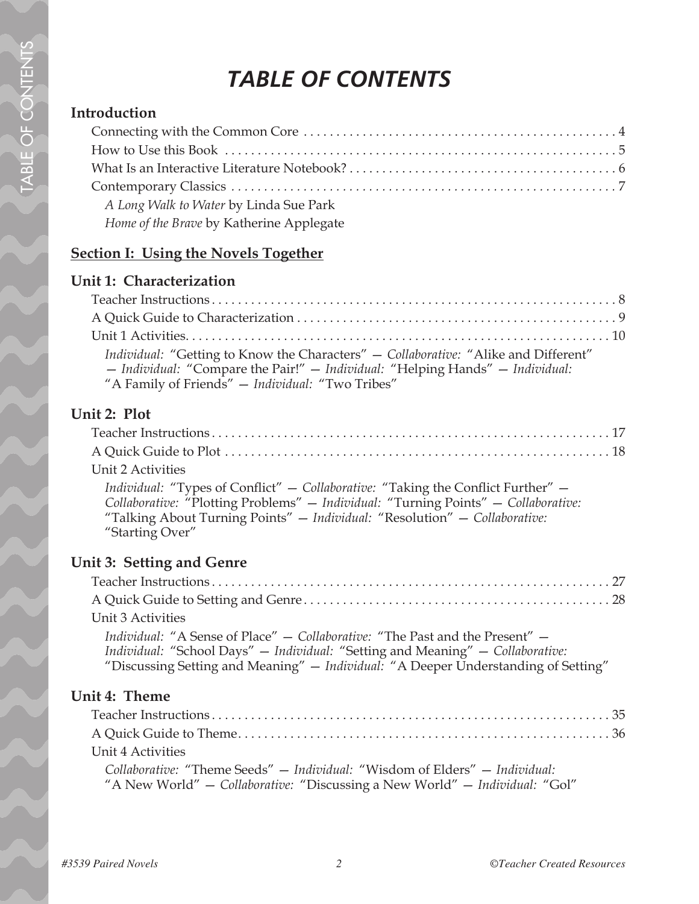# *TABLE OF CONTENTS*

## Introduction

Connecting with the Common Core . . . . . . . . . . . . . . . . . . . . . . . . . . . . . . . . . . . . . . . . . . . . . . . . 4

How to Use this Book . . . . . . . . . . . . . . . . . . . . . . . . . . . . . . . . . . . . . . . . . . . . . . . . . . . . . . . . . . . 5

What Is an Interactive Literature Notebook? . . . . . . . . . . . . . . . . . . . . . . . . . . . . . . . . . . . . . . . . . 6

Contemporary Classics . . . . . . . . . . . . . . . . . . . . . . . . . . . . . . . . . . . . . . . . . . . . . . . . . . . . . . . . . . . 7

*A Long Walk to Water* by Linda Sue Park

*Home of the Brave* by Katherine Applegate

## Section I: Using the Novels Together

### Unit 1: Characterization

Teacher Instructions . . . . . . . . . . . . . . . . . . . . . . . . . . . . . . . . . . . . . . . . . . . . . . . . . . . . . . . . . . . . . 8

A Quick Guide to Characterization . . . . . . . . . . . . . . . . . . . . . . . . . . . . . . . . . . . . . . . . . . . . . . . . . 9

Unit 1 Activities. . . . . . . . . . . . . . . . . . . . . . . . . . . . . . . . . . . . . . . . . . . . . . . . . . . . . . . . . . . . . . . . . 10

*Individual:* "Getting to Know the Characters" — *Collaborative:* "Alike and Different" — *Individual:* "Compare the Pair!" — *Individual:* "Helping Hands" — *Individual:* "A Family of Friends" — *Individual:* "Two Tribes"

### Unit 2: Plot

Teacher Instructions . . . . . . . . . . . . . . . . . . . . . . . . . . . . . . . . . . . . . . . . . . . . . . . . . . . . . . . . . . . . . 17

A Quick Guide to Plot . . . . . . . . . . . . . . . . . . . . . . . . . . . . . . . . . . . . . . . . . . . . . . . . . . . . . . . . . . . 18

Unit 2 Activities

*Individual:* "Types of Conflict" — *Collaborative:* "Taking the Conflict Further" — *Collaborative:* "Plotting Problems" — *Individual:* "Turning Points" — *Collaborative:* "Talking About Turning Points" — *Individual:* "Resolution" — *Collaborative:* "Starting Over"

### Unit 3: Setting and Genre

Teacher Instructions . . . . . . . . . . . . . . . . . . . . . . . . . . . . . . . . . . . . . . . . . . . . . . . . . . . . . . . . . . . . . 27

A Quick Guide to Setting and Genre . . . . . . . . . . . . . . . . . . . . . . . . . . . . . . . . . . . . . . . . . . . . . . . 28

Unit 3 Activities

*Individual:* "A Sense of Place" — *Collaborative:* "The Past and the Present" — *Individual:* "School Days" — *Individual:* "Setting and Meaning" — *Collaborative:* "Discussing Setting and Meaning" — *Individual:* "A Deeper Understanding of Setting"

### Unit 4: Theme

Teacher Instructions . . . . . . . . . . . . . . . . . . . . . . . . . . . . . . . . . . . . . . . . . . . . . . . . . . . . . . . . . . . . . 35

A Quick Guide to Theme. . . . . . . . . . . . . . . . . . . . . . . . . . . . . . . . . . . . . . . . . . . . . . . . . . . . . . . . . . 36

Unit 4 Activities

*Collaborative:* "Theme Seeds" — *Individual:* "Wisdom of Elders" — *Individual:* "A New World" — *Collaborative:* "Discussing a New World" — *Individual:* "Gol"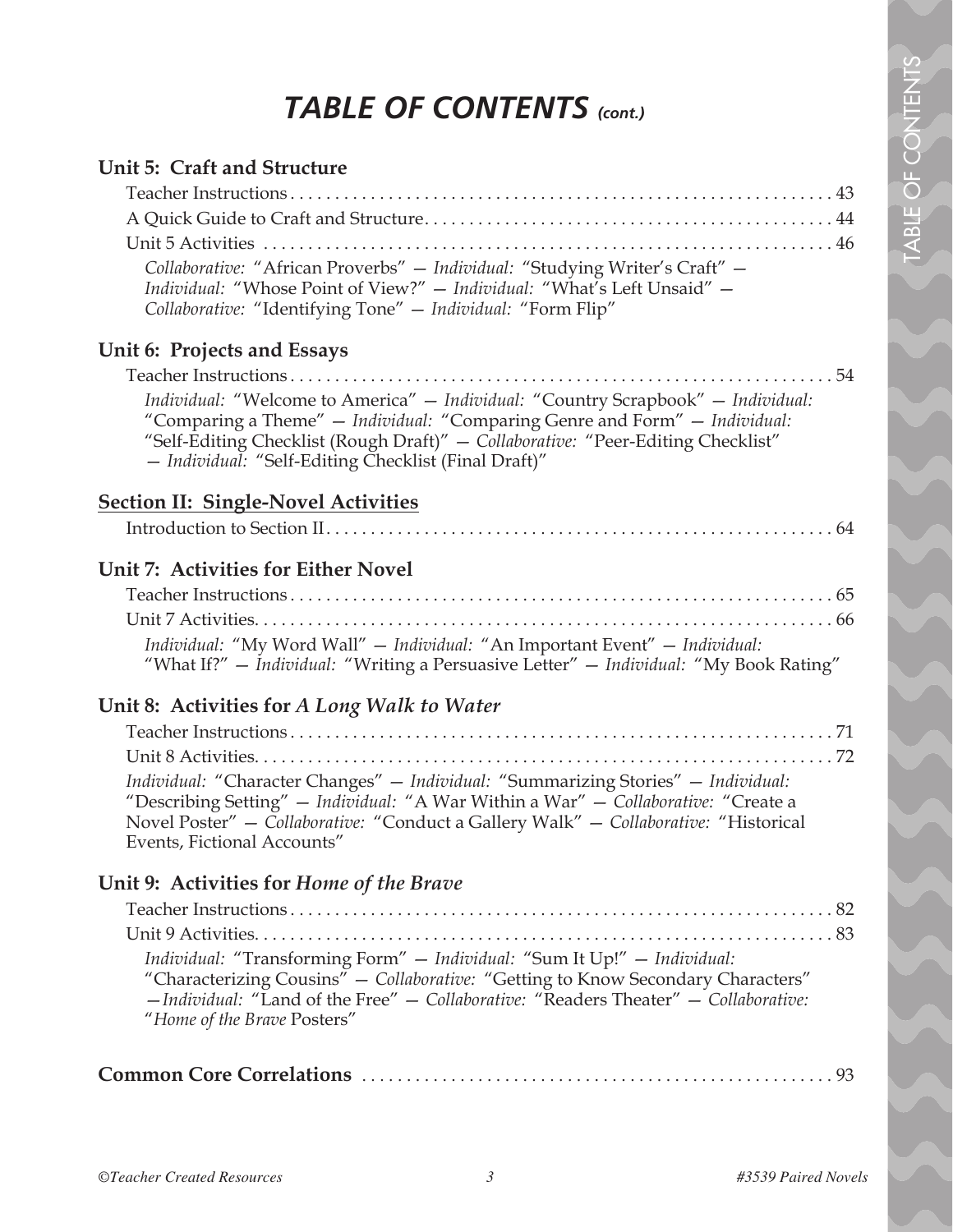# *TABLE OF CONTENTS (cont.)*

## Unit 5: Craft and Structure

Teacher Instructions . . . . . . . . . . . . . . . . . . . . . . . . . . . . . . . . . . . . . . . . . . . . . . . . . . . . . . . . . . . . . 43

A Quick Guide to Craft and Structure . . . . . . . . . . . . . . . . . . . . . . . . . . . . . . . . . . . . . . . . . . . . . 44

Unit 5 Activities . . . . . . . . . . . . . . . . . . . . . . . . . . . . . . . . . . . . . . . . . . . . . . . . . . . . . . . . . . . . . . . . 46

*Collaborative:* "African Proverbs" — *Individual:* "Studying Writer's Craft" — *Individual:* "Whose Point of View?" — *Individual:* "What's Left Unsaid" — *Collaborative:* "Identifying Tone" — *Individual:* "Form Flip"

## Unit 6: Projects and Essays

Teacher Instructions . . . . . . . . . . . . . . . . . . . . . . . . . . . . . . . . . . . . . . . . . . . . . . . . . . . . . . . . . . . . . 54

*Individual:* "Welcome to America" — *Individual:* "Country Scrapbook" — *Individual:* "Comparing a Theme" — *Individual:* "Comparing Genre and Form" — *Individual:* "Self-Editing Checklist (Rough Draft)" — *Collaborative:* "Peer-Editing Checklist" — *Individual:* "Self-Editing Checklist (Final Draft)"

## Section II: Single-Novel Activities

Introduction to Section II . . . . . . . . . . . . . . . . . . . . . . . . . . . . . . . . . . . . . . . . . . . . . . . . . . . . . . . . 64

## Unit 7: Activities for Either Novel

Teacher Instructions . . . . . . . . . . . . . . . . . . . . . . . . . . . . . . . . . . . . . . . . . . . . . . . . . . . . . . . . . . . . . 65

Unit 7 Activities . . . . . . . . . . . . . . . . . . . . . . . . . . . . . . . . . . . . . . . . . . . . . . . . . . . . . . . . . . . . . . . . . 66

*Individual:* "My Word Wall" — *Individual:* "An Important Event" — *Individual:* "What If?" — *Individual:* "Writing a Persuasive Letter" — *Individual:* "My Book Rating"

## Unit 8: Activities for *A Long Walk to Water*

Teacher Instructions . . . . . . . . . . . . . . . . . . . . . . . . . . . . . . . . . . . . . . . . . . . . . . . . . . . . . . . . . . . . . 71

Unit 8 Activities . . . . . . . . . . . . . . . . . . . . . . . . . . . . . . . . . . . . . . . . . . . . . . . . . . . . . . . . . . . . . . . . . 72

*Individual:* "Character Changes" — *Individual:* "Summarizing Stories" — *Individual:* "Describing Setting" — *Individual:* "A War Within a War" — *Collaborative:* "Create a Novel Poster" — *Collaborative:* "Conduct a Gallery Walk" — *Collaborative:* "Historical Events, Fictional Accounts"

## Unit 9: Activities for *Home of the Brave*

Teacher Instructions . . . . . . . . . . . . . . . . . . . . . . . . . . . . . . . . . . . . . . . . . . . . . . . . . . . . . . . . . . . . . 82

Unit 9 Activities . . . . . . . . . . . . . . . . . . . . . . . . . . . . . . . . . . . . . . . . . . . . . . . . . . . . . . . . . . . . . . . . . 83

*Individual:* "Transforming Form" — *Individual:* "Sum It Up!" — *Individual:* "Characterizing Cousins" — *Collaborative:* "Getting to Know Secondary Characters" — *Individual:* "Land of the Free" — *Collaborative:* "Readers Theater" — *Collaborative:* "*Home of the Brave* Posters"

**Common Core Correlations** . . . . . . . . . . . . . . . . . . . . . . . . . . . . . . . . . . . . . . . . . . . . . . . . . . . . . . 93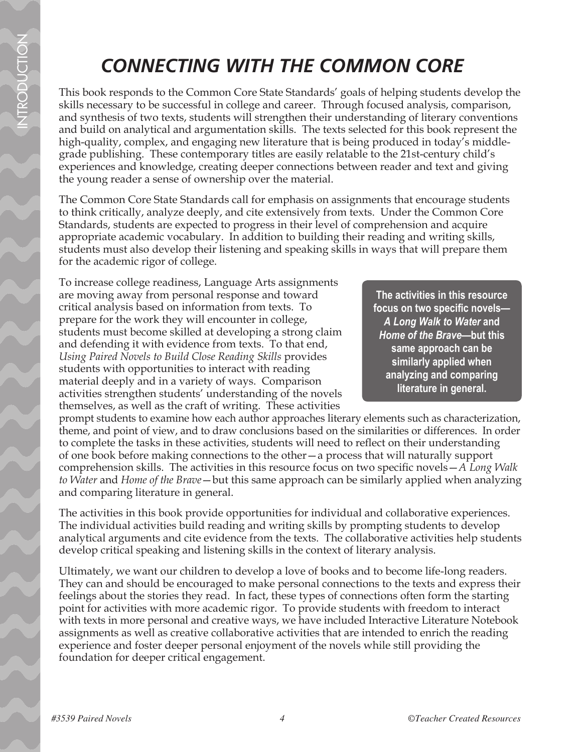# *CONNECTING WITH THE COMMON CORE*

This book responds to the Common Core State Standards' goals of helping students develop the skills necessary to be successful in college and career. Through focused analysis, comparison, and synthesis of two texts, students will strengthen their understanding of literary conventions and build on analytical and argumentation skills. The texts selected for this book represent the high-quality, complex, and engaging new literature that is being produced in today's middle-grade publishing. These contemporary titles are easily relatable to the 21st-century child's experiences and knowledge, creating deeper connections between reader and text and giving the young reader a sense of ownership over the material.

The Common Core State Standards call for emphasis on assignments that encourage students to think critically, analyze deeply, and cite extensively from texts. Under the Common Core Standards, students are expected to progress in their level of comprehension and acquire appropriate academic vocabulary. In addition to building their reading and writing skills, students must also develop their listening and speaking skills in ways that will prepare them for the academic rigor of college.

To increase college readiness, Language Arts assignments are moving away from personal response and toward critical analysis based on information from texts. To prepare for the work they will encounter in college, students must become skilled at developing a strong claim and defending it with evidence from texts. To that end, *Using Paired Novels to Build Close Reading Skills* provides students with opportunities to interact with reading material deeply and in a variety of ways. Comparison activities strengthen students' understanding of the novels themselves, as well as the craft of writing. These activities prompt students to examine how each author approaches literary elements such as characterization, theme, and point of view, and to draw conclusions based on the similarities or differences. In order to complete the tasks in these activities, students will need to reflect on their understanding of one book before making connections to the other—a process that will naturally support comprehension skills. The activities in this resource focus on two specific novels—*A Long Walk to Water* and *Home of the Brave*—but this same approach can be similarly applied when analyzing and comparing literature in general.

**The activities in this resource focus on two specific novels—*A Long Walk to Water* and *Home of the Brave*—but this same approach can be similarly applied when analyzing and comparing literature in general.**

The activities in this book provide opportunities for individual and collaborative experiences. The individual activities build reading and writing skills by prompting students to develop analytical arguments and cite evidence from the texts. The collaborative activities help students develop critical speaking and listening skills in the context of literary analysis.

Ultimately, we want our children to develop a love of books and to become life-long readers. They can and should be encouraged to make personal connections to the texts and express their feelings about the stories they read. In fact, these types of connections often form the starting point for activities with more academic rigor. To provide students with freedom to interact with texts in more personal and creative ways, we have included Interactive Literature Notebook assignments as well as creative collaborative activities that are intended to enrich the reading experience and foster deeper personal enjoyment of the novels while still providing the foundation for deeper critical engagement.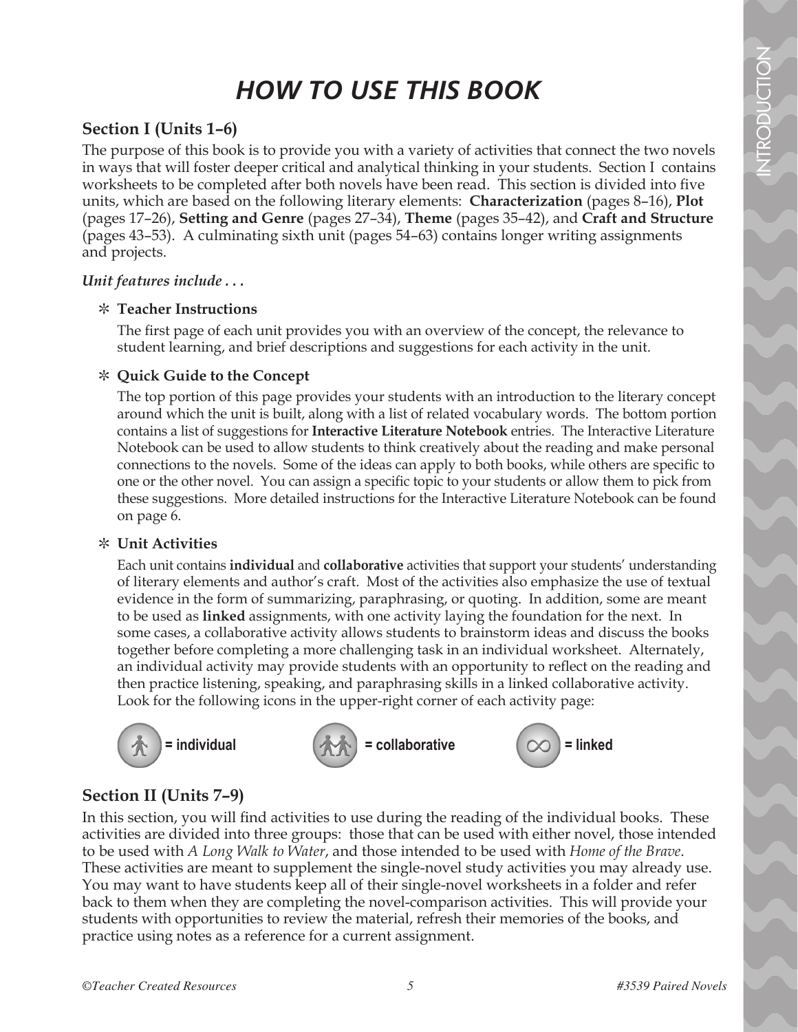# HOW TO USE THIS BOOK

## Section I (Units 1–6)

The purpose of this book is to provide you with a variety of activities that connect the two novels in ways that will foster deeper critical and analytical thinking in your students. Section I contains worksheets to be completed after both novels have been read. This section is divided into five units, which are based on the following literary elements: **Characterization** (pages 8–16), **Plot** (pages 17–26), **Setting and Genre** (pages 27–34), **Theme** (pages 35–42), and **Craft and Structure** (pages 43–53). A culminating sixth unit (pages 54–63) contains longer writing assignments and projects.

***Unit features include . . .***

- **Teacher Instructions**

  The first page of each unit provides you with an overview of the concept, the relevance to student learning, and brief descriptions and suggestions for each activity in the unit.

- **Quick Guide to the Concept**

  The top portion of this page provides your students with an introduction to the literary concept around which the unit is built, along with a list of related vocabulary words. The bottom portion contains a list of suggestions for **Interactive Literature Notebook** entries. The Interactive Literature Notebook can be used to allow students to think creatively about the reading and make personal connections to the novels. Some of the ideas can apply to both books, while others are specific to one or the other novel. You can assign a specific topic to your students or allow them to pick from these suggestions. More detailed instructions for the Interactive Literature Notebook can be found on page 6.

- **Unit Activities**

  Each unit contains **individual** and **collaborative** activities that support your students' understanding of literary elements and author's craft. Most of the activities also emphasize the use of textual evidence in the form of summarizing, paraphrasing, or quoting. In addition, some are meant to be used as **linked** assignments, with one activity laying the foundation for the next. In some cases, a collaborative activity allows students to brainstorm ideas and discuss the books together before completing a more challenging task in an individual worksheet. Alternately, an individual activity may provide students with an opportunity to reflect on the reading and then practice listening, speaking, and paraphrasing skills in a linked collaborative activity. Look for the following icons in the upper-right corner of each activity page:

  = individual    = collaborative    = linked

## Section II (Units 7–9)

In this section, you will find activities to use during the reading of the individual books. These activities are divided into three groups: those that can be used with either novel, those intended to be used with *A Long Walk to Water*, and those intended to be used with *Home of the Brave*. These activities are meant to supplement the single-novel study activities you may already use. You may want to have students keep all of their single-novel worksheets in a folder and refer back to them when they are completing the novel-comparison activities. This will provide your students with opportunities to review the material, refresh their memories of the books, and practice using notes as a reference for a current assignment.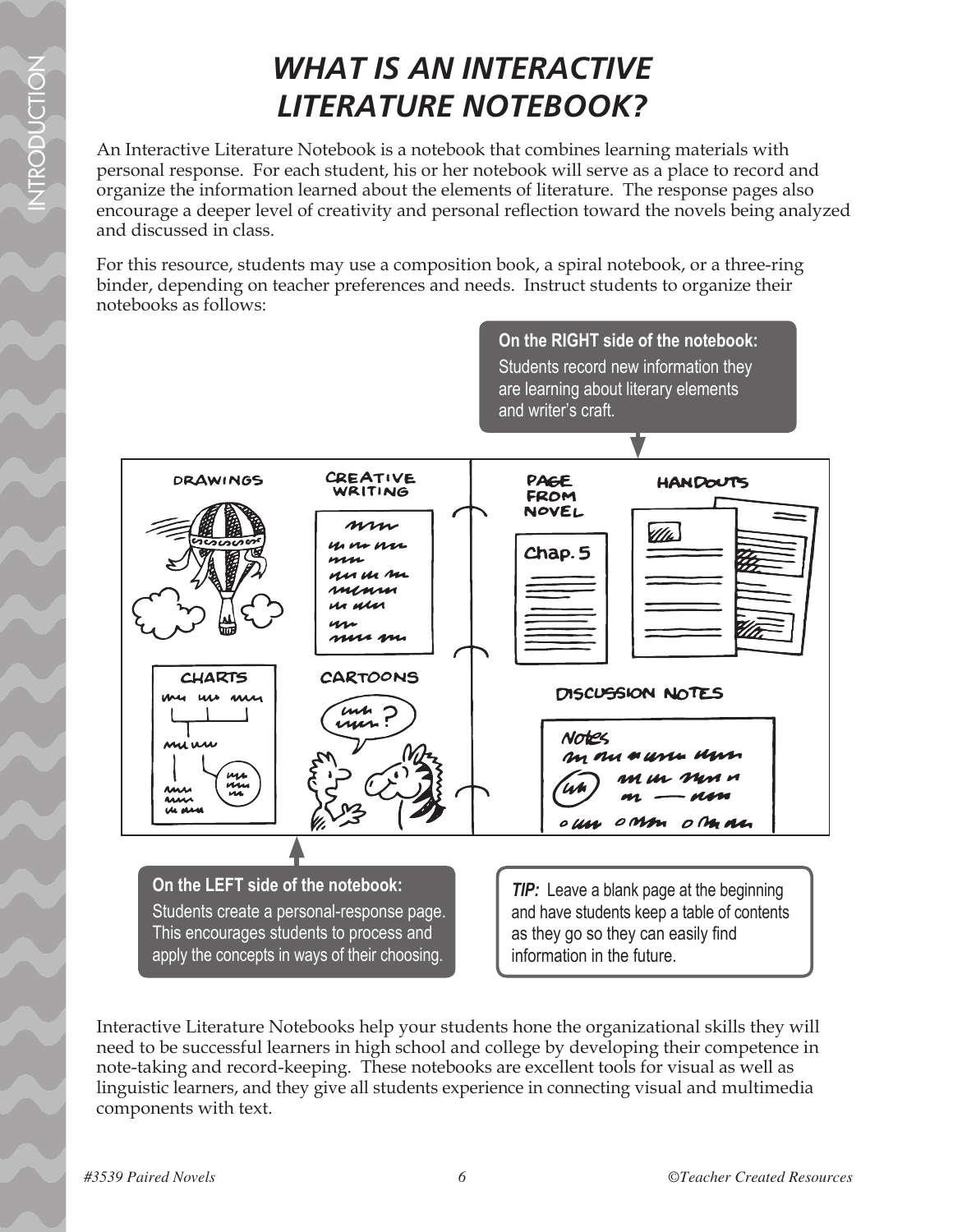# WHAT IS AN INTERACTIVE LITERATURE NOTEBOOK?

An Interactive Literature Notebook is a notebook that combines learning materials with personal response. For each student, his or her notebook will serve as a place to record and organize the information learned about the elements of literature. The response pages also encourage a deeper level of creativity and personal reflection toward the novels being analyzed and discussed in class.

For this resource, students may use a composition book, a spiral notebook, or a three-ring binder, depending on teacher preferences and needs. Instruct students to organize their notebooks as follows:

**On the RIGHT side of the notebook:**
Students record new information they are learning about literary elements and writer's craft.

DRAWINGS

CREATIVE WRITING

CHARTS

CARTOONS

PAGE FROM NOVEL

Chap. 5

HANDOUTS

DISCUSSION NOTES

Notes

**On the LEFT side of the notebook:**
Students create a personal-response page. This encourages students to process and apply the concepts in ways of their choosing.

***TIP:*** Leave a blank page at the beginning and have students keep a table of contents as they go so they can easily find information in the future.

Interactive Literature Notebooks help your students hone the organizational skills they will need to be successful learners in high school and college by developing their competence in note-taking and record-keeping. These notebooks are excellent tools for visual as well as linguistic learners, and they give all students experience in connecting visual and multimedia components with text.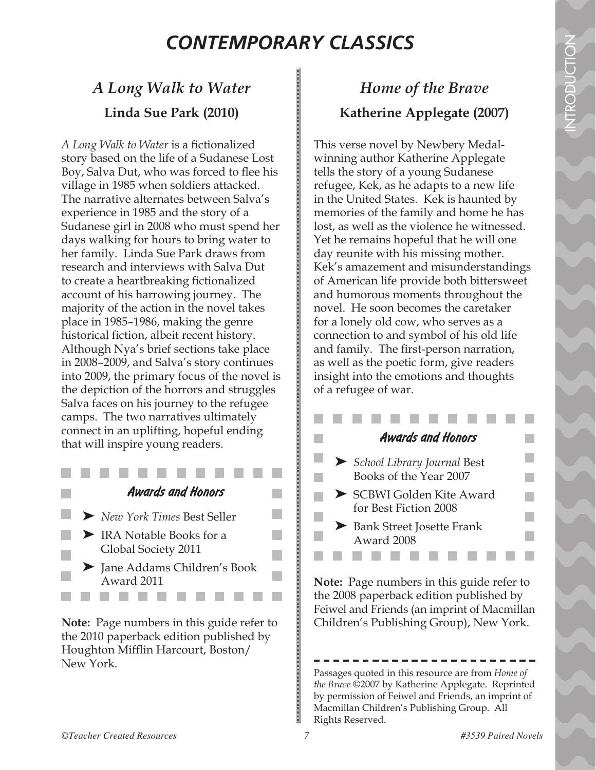# CONTEMPORARY CLASSICS

## *A Long Walk to Water*

### Linda Sue Park (2010)

*A Long Walk to Water* is a fictionalized story based on the life of a Sudanese Lost Boy, Salva Dut, who was forced to flee his village in 1985 when soldiers attacked. The narrative alternates between Salva's experience in 1985 and the story of a Sudanese girl in 2008 who must spend her days walking for hours to bring water to her family. Linda Sue Park draws from research and interviews with Salva Dut to create a heartbreaking fictionalized account of his harrowing journey. The majority of the action in the novel takes place in 1985–1986, making the genre historical fiction, albeit recent history. Although Nya's brief sections take place in 2008–2009, and Salva's story continues into 2009, the primary focus of the novel is the depiction of the horrors and struggles Salva faces on his journey to the refugee camps. The two narratives ultimately connect in an uplifting, hopeful ending that will inspire young readers.

#### Awards and Honors

- *New York Times* Best Seller
- IRA Notable Books for a Global Society 2011
- Jane Addams Children's Book Award 2011

**Note:** Page numbers in this guide refer to the 2010 paperback edition published by Houghton Mifflin Harcourt, Boston/ New York.

## *Home of the Brave*

### Katherine Applegate (2007)

This verse novel by Newbery Medal-winning author Katherine Applegate tells the story of a young Sudanese refugee, Kek, as he adapts to a new life in the United States. Kek is haunted by memories of the family and home he has lost, as well as the violence he witnessed. Yet he remains hopeful that he will one day reunite with his missing mother. Kek's amazement and misunderstandings of American life provide both bittersweet and humorous moments throughout the novel. He soon becomes the caretaker for a lonely old cow, who serves as a connection to and symbol of his old life and family. The first-person narration, as well as the poetic form, give readers insight into the emotions and thoughts of a refugee of war.

#### Awards and Honors

- *School Library Journal* Best Books of the Year 2007
- SCBWI Golden Kite Award for Best Fiction 2008
- Bank Street Josette Frank Award 2008

**Note:** Page numbers in this guide refer to the 2008 paperback edition published by Feiwel and Friends (an imprint of Macmillan Children's Publishing Group), New York.

Passages quoted in this resource are from *Home of the Brave* ©2007 by Katherine Applegate. Reprinted by permission of Feiwel and Friends, an imprint of Macmillan Children's Publishing Group. All Rights Reserved.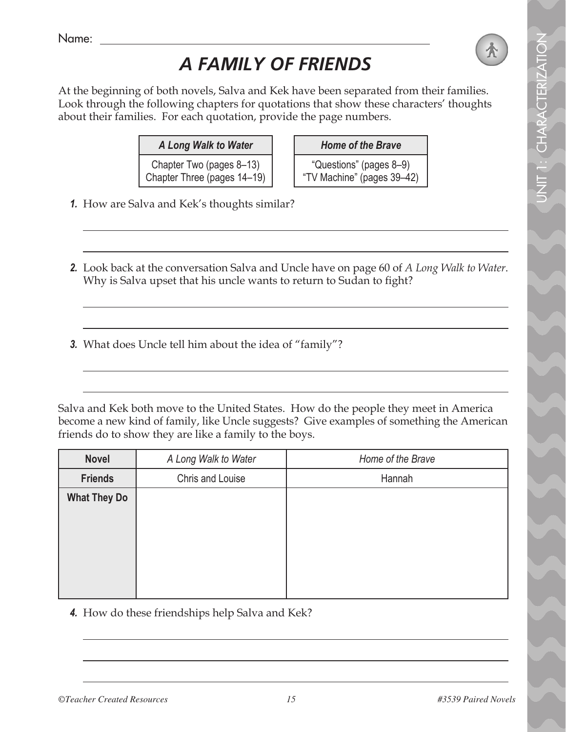Name: ___________________________________________

# *A FAMILY OF FRIENDS*

At the beginning of both novels, Salva and Kek have been separated from their families. Look through the following chapters for quotations that show these characters' thoughts about their families. For each quotation, provide the page numbers.

| *A Long Walk to Water* |
| --- |
| Chapter Two (pages 8–13)<br>Chapter Three (pages 14–19) |

| *Home of the Brave* |
| --- |
| "Questions" (pages 8–9)<br>"TV Machine" (pages 39–42) |

1. How are Salva and Kek's thoughts similar?

_______________________________________________

_______________________________________________

2. Look back at the conversation Salva and Uncle have on page 60 of *A Long Walk to Water*. Why is Salva upset that his uncle wants to return to Sudan to fight?

_______________________________________________

_______________________________________________

3. What does Uncle tell him about the idea of "family"?

_______________________________________________

_______________________________________________

Salva and Kek both move to the United States. How do the people they meet in America become a new kind of family, like Uncle suggests? Give examples of something the American friends do to show they are like a family to the boys.

| **Novel** | *A Long Walk to Water* | *Home of the Brave* |
| --- | --- | --- |
| **Friends** | Chris and Louise | Hannah |
| **What They Do** | | |

4. How do these friendships help Salva and Kek?

_______________________________________________

_______________________________________________

_______________________________________________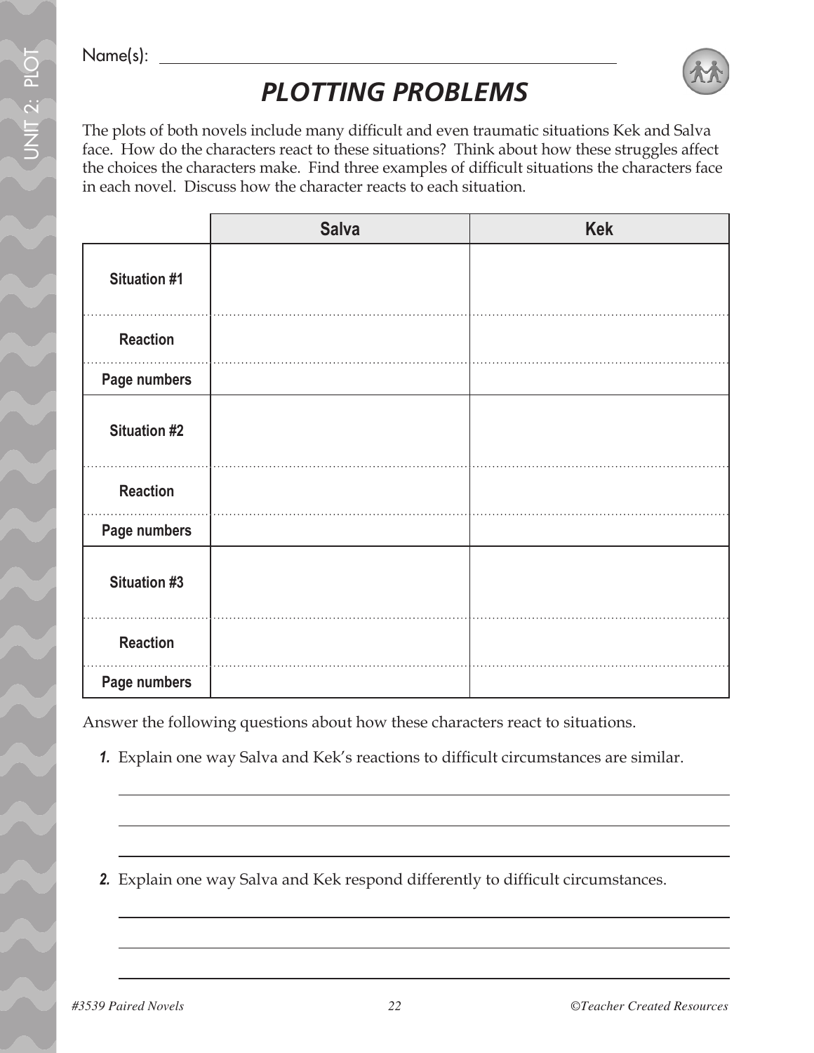Name(s):

# PLOTTING PROBLEMS

The plots of both novels include many difficult and even traumatic situations Kek and Salva face. How do the characters react to these situations? Think about how these struggles affect the choices the characters make. Find three examples of difficult situations the characters face in each novel. Discuss how the character reacts to each situation.

| | Salva | Kek |
|---|---|---|
| **Situation #1** | | |
| **Reaction** | | |
| **Page numbers** | | |
| **Situation #2** | | |
| **Reaction** | | |
| **Page numbers** | | |
| **Situation #3** | | |
| **Reaction** | | |
| **Page numbers** | | |

Answer the following questions about how these characters react to situations.

***1.*** Explain one way Salva and Kek's reactions to difficult circumstances are similar.

***2.*** Explain one way Salva and Kek respond differently to difficult circumstances.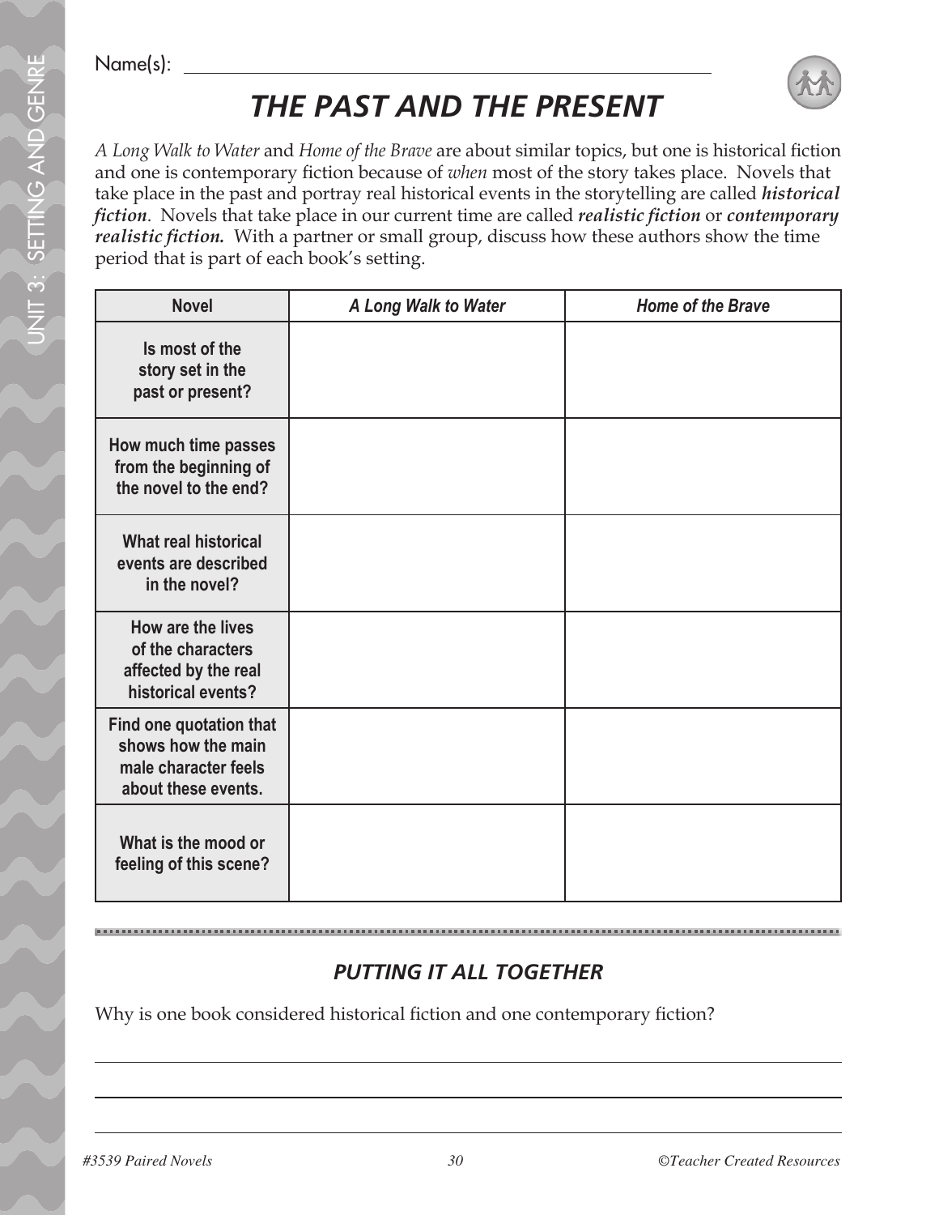Name(s): ______________________________

# *THE PAST AND THE PRESENT*

*A Long Walk to Water* and *Home of the Brave* are about similar topics, but one is historical fiction and one is contemporary fiction because of *when* most of the story takes place. Novels that take place in the past and portray real historical events in the storytelling are called ***historical fiction***. Novels that take place in our current time are called ***realistic fiction*** or ***contemporary realistic fiction.*** With a partner or small group, discuss how these authors show the time period that is part of each book's setting.

| **Novel** | ***A Long Walk to Water*** | ***Home of the Brave*** |
|---|---|---|
| **Is most of the story set in the past or present?** | | |
| **How much time passes from the beginning of the novel to the end?** | | |
| **What real historical events are described in the novel?** | | |
| **How are the lives of the characters affected by the real historical events?** | | |
| **Find one quotation that shows how the main male character feels about these events.** | | |
| **What is the mood or feeling of this scene?** | | |

## *PUTTING IT ALL TOGETHER*

Why is one book considered historical fiction and one contemporary fiction?

______________________________________________________________________

______________________________________________________________________

______________________________________________________________________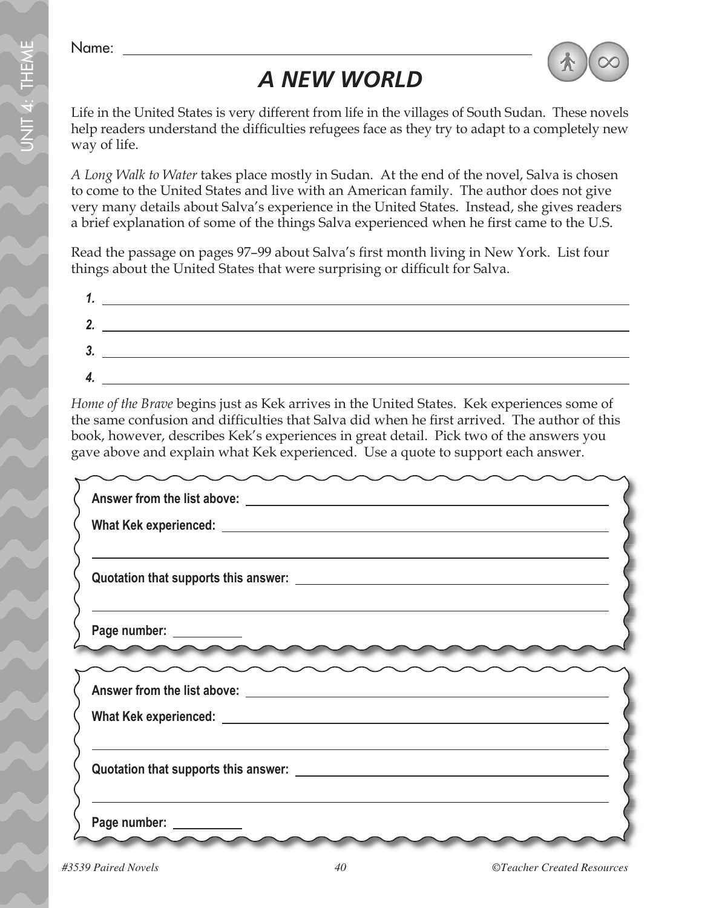Name: ______________________________

# *A NEW WORLD*

Life in the United States is very different from life in the villages of South Sudan. These novels help readers understand the difficulties refugees face as they try to adapt to a completely new way of life.

*A Long Walk to Water* takes place mostly in Sudan. At the end of the novel, Salva is chosen to come to the United States and live with an American family. The author does not give very many details about Salva's experience in the United States. Instead, she gives readers a brief explanation of some of the things Salva experienced when he first came to the U.S.

Read the passage on pages 97–99 about Salva's first month living in New York. List four things about the United States that were surprising or difficult for Salva.

***1.*** ______________________________

***2.*** ______________________________

***3.*** ______________________________

***4.*** ______________________________

*Home of the Brave* begins just as Kek arrives in the United States. Kek experiences some of the same confusion and difficulties that Salva did when he first arrived. The author of this book, however, describes Kek's experiences in great detail. Pick two of the answers you gave above and explain what Kek experienced. Use a quote to support each answer.

**Answer from the list above:** ______________________________

**What Kek experienced:** ______________________________

______________________________

**Quotation that supports this answer:** ______________________________

______________________________

**Page number:** __________

**Answer from the list above:** ______________________________

**What Kek experienced:** ______________________________

______________________________

**Quotation that supports this answer:** ______________________________

______________________________

**Page number:** __________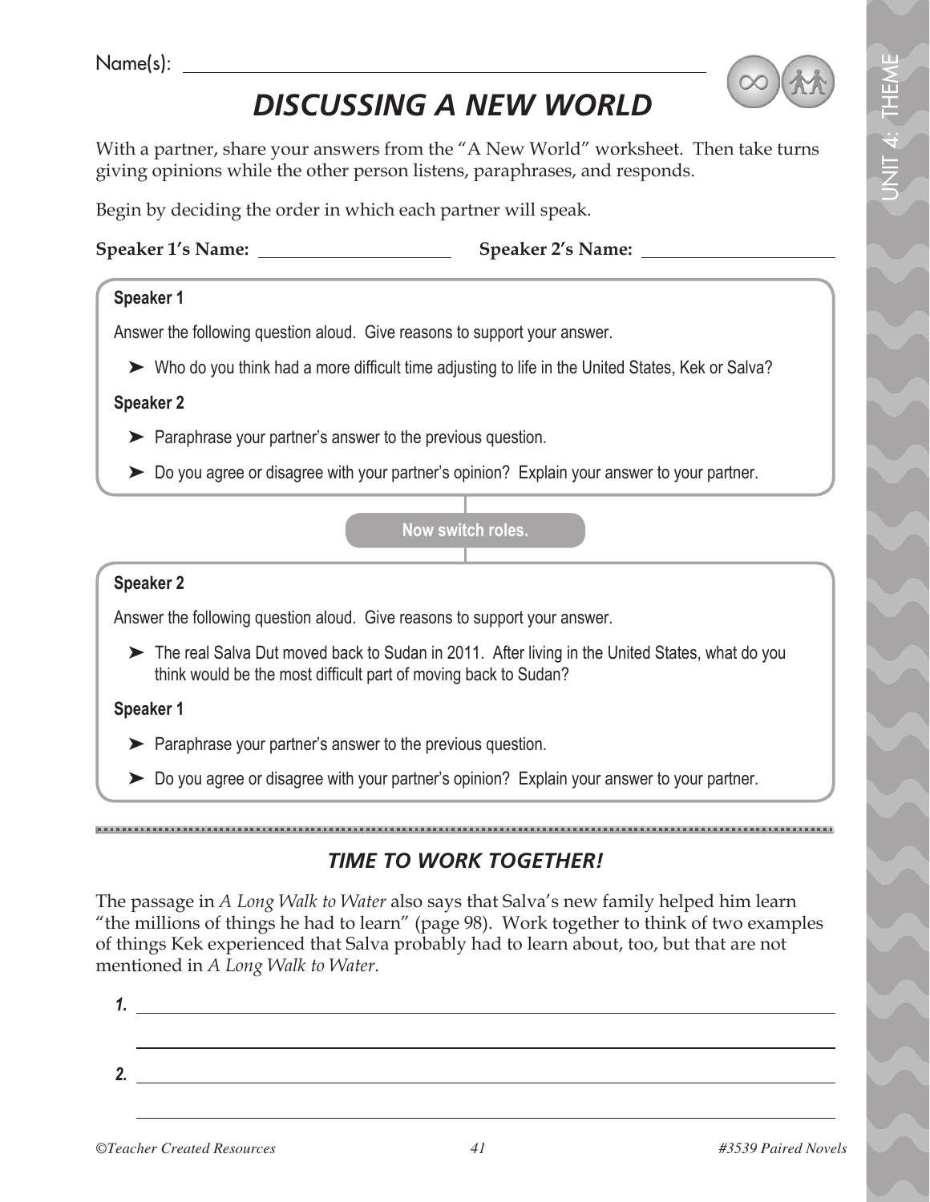Name(s): ______________________________

# *DISCUSSING A NEW WORLD*

With a partner, share your answers from the "A New World" worksheet. Then take turns giving opinions while the other person listens, paraphrases, and responds.

Begin by deciding the order in which each partner will speak.

**Speaker 1's Name:** ____________________ **Speaker 2's Name:** ____________________

**Speaker 1**

Answer the following question aloud. Give reasons to support your answer.

- Who do you think had a more difficult time adjusting to life in the United States, Kek or Salva?

**Speaker 2**

- Paraphrase your partner's answer to the previous question.
- Do you agree or disagree with your partner's opinion? Explain your answer to your partner.

**Now switch roles.**

**Speaker 2**

Answer the following question aloud. Give reasons to support your answer.

- The real Salva Dut moved back to Sudan in 2011. After living in the United States, what do you think would be the most difficult part of moving back to Sudan?

**Speaker 1**

- Paraphrase your partner's answer to the previous question.
- Do you agree or disagree with your partner's opinion? Explain your answer to your partner.

## *TIME TO WORK TOGETHER!*

The passage in *A Long Walk to Water* also says that Salva's new family helped him learn "the millions of things he had to learn" (page 98). Work together to think of two examples of things Kek experienced that Salva probably had to learn about, too, but that are not mentioned in *A Long Walk to Water*.

**1.** ______________________________

______________________________

**2.** ______________________________

______________________________